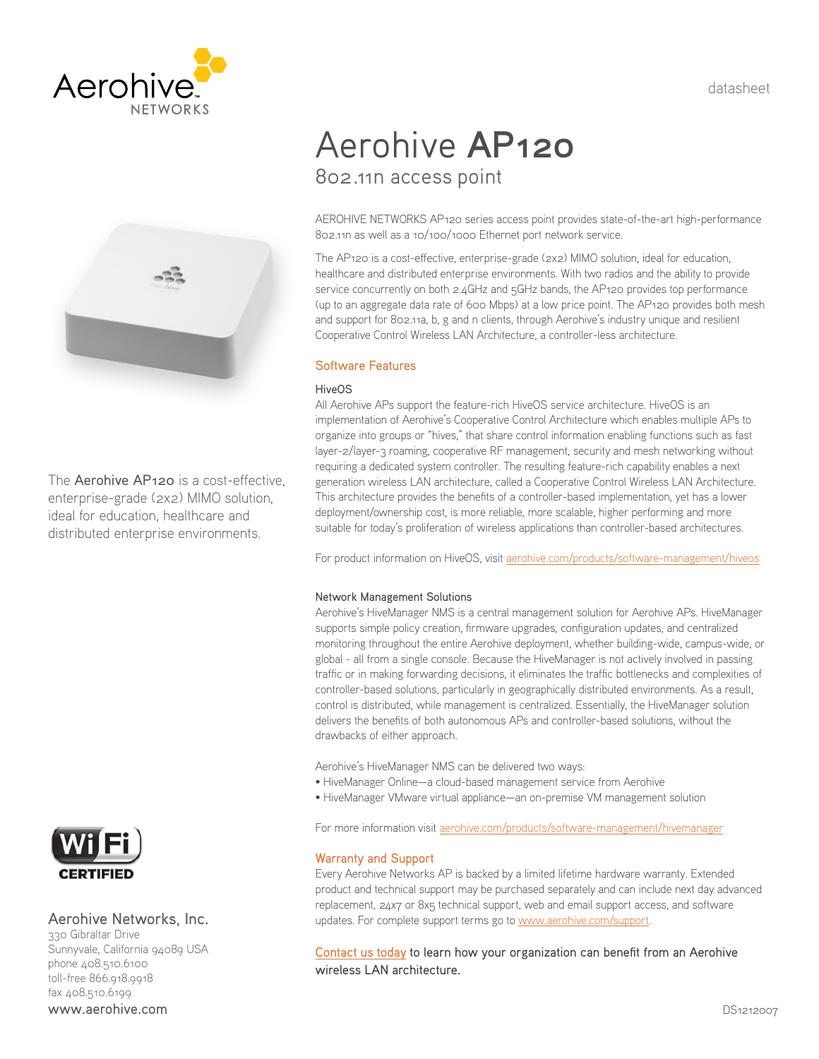Aerohive NETWORKS

datasheet

# Aerohive **AP120**

## 802.11n access point

The **Aerohive AP120** is a cost-effective, enterprise-grade (2x2) MIMO solution, ideal for education, healthcare and distributed enterprise environments.

AEROHIVE NETWORKS AP120 series access point provides state-of-the-art high-performance 802.11n as well as a 10/100/1000 Ethernet port network service.

The AP120 is a cost-effective, enterprise-grade (2x2) MIMO solution, ideal for education, healthcare and distributed enterprise environments. With two radios and the ability to provide service concurrently on both 2.4GHz and 5GHz bands, the AP120 provides top performance (up to an aggregate data rate of 600 Mbps) at a low price point. The AP120 provides both mesh and support for 802.11a, b, g and n clients, through Aerohive's industry unique and resilient Cooperative Control Wireless LAN Architecture, a controller-less architecture.

### Software Features

#### HiveOS

All Aerohive APs support the feature-rich HiveOS service architecture. HiveOS is an implementation of Aerohive's Cooperative Control Architecture which enables multiple APs to organize into groups or "hives," that share control information enabling functions such as fast layer-2/layer-3 roaming, cooperative RF management, security and mesh networking without requiring a dedicated system controller. The resulting feature-rich capability enables a next generation wireless LAN architecture, called a Cooperative Control Wireless LAN Architecture. This architecture provides the benefits of a controller-based implementation, yet has a lower deployment/ownership cost, is more reliable, more scalable, higher performing and more suitable for today's proliferation of wireless applications than controller-based architectures.

For product information on HiveOS, visit aerohive.com/products/software-management/hiveos

#### Network Management Solutions

Aerohive's HiveManager NMS is a central management solution for Aerohive APs. HiveManager supports simple policy creation, firmware upgrades, configuration updates, and centralized monitoring throughout the entire Aerohive deployment, whether building-wide, campus-wide, or global - all from a single console. Because the HiveManager is not actively involved in passing traffic or in making forwarding decisions, it eliminates the traffic bottlenecks and complexities of controller-based solutions, particularly in geographically distributed environments. As a result, control is distributed, while management is centralized. Essentially, the HiveManager solution delivers the benefits of both autonomous APs and controller-based solutions, without the drawbacks of either approach.

Aerohive's HiveManager NMS can be delivered two ways:

- HiveManager Online—a cloud-based management service from Aerohive
- HiveManager VMware virtual appliance—an on-premise VM management solution

For more information visit aerohive.com/products/software-management/hivemanager

### Warranty and Support

Every Aerohive Networks AP is backed by a limited lifetime hardware warranty. Extended product and technical support may be purchased separately and can include next day advanced replacement, 24x7 or 8x5 technical support, web and email support access, and software updates. For complete support terms go to www.aerohive.com/support.

**Contact us today to learn how your organization can benefit from an Aerohive wireless LAN architecture.**

Wi-Fi CERTIFIED

**Aerohive Networks, Inc.**
330 Gibraltar Drive
Sunnyvale, California 94089 USA
phone 408.510.6100
toll-free 866.918.9918
fax 408.510.6199
www.aerohive.com

DS1212007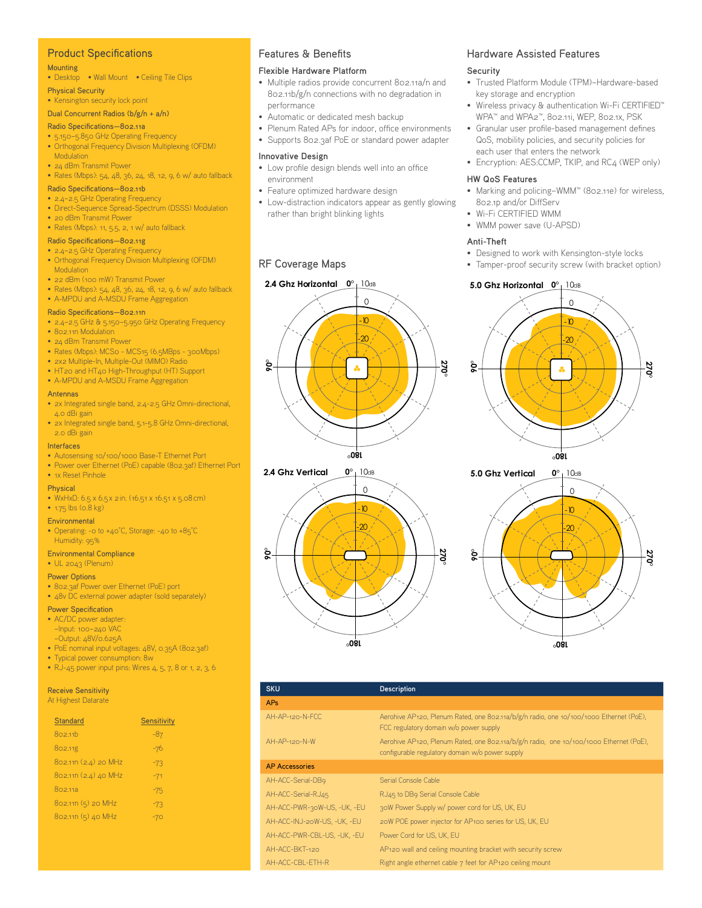## Product Specifications

### Mounting
- Desktop
- Wall Mount
- Ceiling Tile Clips

### Physical Security
- Kensington security lock point

### Dual Concurrent Radios (b/g/n + a/n)

### Radio Specifications—802.11a
- 5.150–5.850 GHz Operating Frequency
- Orthogonal Frequency Division Multiplexing (OFDM) Modulation
- 24 dBm Transmit Power
- Rates (Mbps): 54, 48, 36, 24, 18, 12, 9, 6 w/ auto fallback

### Radio Specifications—802.11b
- 2.4–2.5 GHz Operating Frequency
- Direct-Sequence Spread-Spectrum (DSSS) Modulation
- 20 dBm Transmit Power
- Rates (Mbps): 11, 5.5, 2, 1 w/ auto fallback

### Radio Specifications—802.11g
- 2.4–2.5 GHz Operating Frequency
- Orthogonal Frequency Division Multiplexing (OFDM) Modulation
- 22 dBm (100 mW) Transmit Power
- Rates (Mbps): 54, 48, 36, 24, 18, 12, 9, 6 w/ auto fallback
- A-MPDU and A-MSDU Frame Aggregation

### Radio Specifications—802.11n
- 2.4–2.5 GHz & 5.150–5.950 GHz Operating Frequency
- 802.11n Modulation
- 24 dBm Transmit Power
- Rates (Mbps): MCS0 - MCS15 (6.5MBps - 300Mbps)
- 2x2 Multiple-In, Multiple-Out (MIMO) Radio
- HT20 and HT40 High-Throughput (HT) Support
- A-MPDU and A-MSDU Frame Aggregation

### Antennas
- 2x Integrated single band, 2.4-2.5 GHz Omni-directional, 4.0 dBi gain
- 2x Integrated single band, 5.1-5.8 GHz Omni-directional, 2.0 dBi gain

### Interfaces
- Autosensing 10/100/1000 Base-T Ethernet Port
- Power over Ethernet (PoE) capable (802.3af) Ethernet Port
- 1x Reset Pinhole

### Physical
- WxHxD: 6.5 x 6.5 x 2 in. (16.51 x 16.51 x 5.08 cm)
- 1.75 lbs (0.8 kg)

### Environmental
- Operating: -0 to +40°C, Storage: -40 to +85°C Humidity: 95%

### Environmental Compliance
- UL 2043 (Plenum)

### Power Options
- 802.3af Power over Ethernet (PoE) port
- 48v DC external power adapter (sold separately)

### Power Specification
- AC/DC power adapter:
  - –Input: 100–240 VAC
  - –Output: 48V/0.625A
- PoE nominal input voltages: 48V, 0.35A (802.3af)
- Typical power consumption: 8w
- RJ-45 power input pins: Wires 4, 5, 7, 8 or 1, 2, 3, 6

### Receive Sensitivity
At Highest Datarate

| Standard | Sensitivity |
|---|---|
| 802.11b | -87 |
| 802.11g | -76 |
| 802.11n (2.4) 20 MHz | -73 |
| 802.11n (2.4) 40 MHz | -71 |
| 802.11a | -75 |
| 802.11n (5) 20 MHz | -73 |
| 802.11n (5) 40 MHz | -70 |

## Features & Benefits

### Flexible Hardware Platform
- Multiple radios provide concurrent 802.11a/n and 802.11b/g/n connections with no degradation in performance
- Automatic or dedicated mesh backup
- Plenum Rated APs for indoor, office environments
- Supports 802.3af PoE or standard power adapter

### Innovative Design
- Low profile design blends well into an office environment
- Feature optimized hardware design
- Low-distraction indicators appear as gently glowing rather than bright blinking lights

## RF Coverage Maps

2.4 Ghz Horizontal
0° 10dB 0 -10 -20 90° 270° 180°

5.0 Ghz Horizontal
0° 10dB 0 -10 -20 90° 270° 180°

2.4 Ghz Vertical
0° 10dB 0 -10 -20 90° 270° 180°

5.0 Ghz Vertical
0° 10dB 0 -10 -20 90° 270° 180°

## Hardware Assisted Features

### Security
- Trusted Platform Module (TPM)–Hardware-based key storage and encryption
- Wireless privacy & authentication Wi-Fi CERTIFIED™ WPA™ and WPA2™, 802.11i, WEP, 802.1x, PSK
- Granular user profile-based management defines QoS, mobility policies, and security policies for each user that enters the network
- Encryption: AES:CCMP, TKIP, and RC4 (WEP only)

### HW QoS Features
- Marking and policing–WMM™ (802.11e) for wireless, 802.1p and/or DiffServ
- Wi-Fi CERTIFIED WMM
- WMM power save (U-APSD)

### Anti-Theft
- Designed to work with Kensington-style locks
- Tamper-proof security screw (with bracket option)

| SKU | Description |
|---|---|
| **APs** | |
| AH-AP-120-N-FCC | Aerohive AP120, Plenum Rated, one 802.11a/b/g/n radio, one 10/100/1000 Ethernet (PoE), FCC regulatory domain w/o power supply |
| AH-AP-120-N-W | Aerohive AP120, Plenum Rated, one 802.11a/b/g/n radio, one 10/100/1000 Ethernet (PoE), configurable regulatory domain w/o power supply |
| **AP Accessories** | |
| AH-ACC-Serial-DB9 | Serial Console Cable |
| AH-ACC-Serial-RJ45 | RJ45 to DB9 Serial Console Cable |
| AH-ACC-PWR-30W-US, -UK, -EU | 30W Power Supply w/ power cord for US, UK, EU |
| AH-ACC-INJ-20W-US, -UK, -EU | 20W POE power injector for AP100 series for US, UK, EU |
| AH-ACC-PWR-CBL-US, -UK, -EU | Power Cord for US, UK, EU |
| AH-ACC-BKT-120 | AP120 wall and ceiling mounting bracket with security screw |
| AH-ACC-CBL-ETH-R | Right angle ethernet cable 7 feet for AP120 ceiling mount |